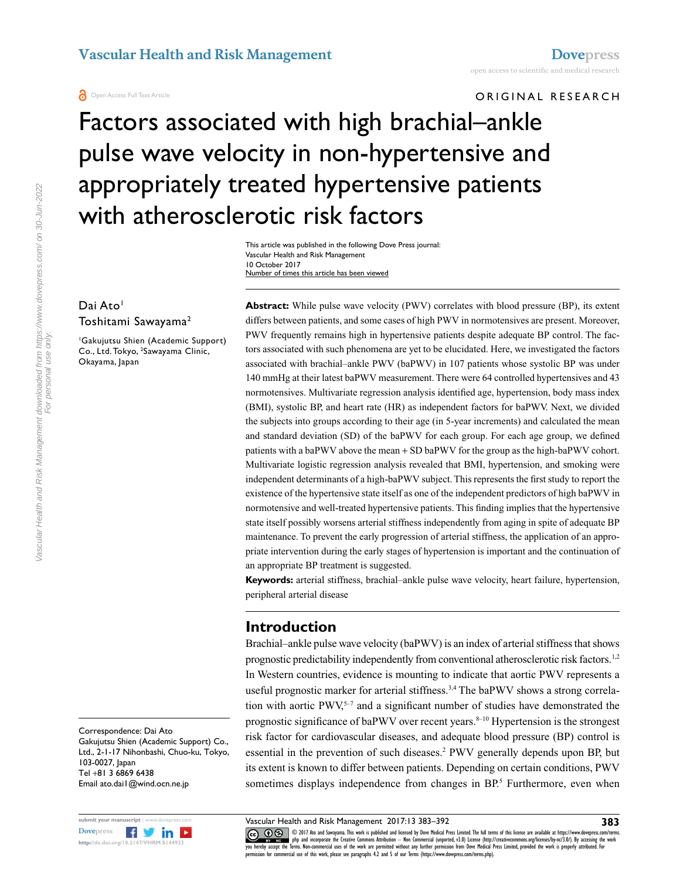# Factors associated with high brachial–ankle pulse wave velocity in non-hypertensive and appropriately treated hypertensive patients with atherosclerotic risk factors

This article was published in the following Dove Press journal:
Vascular Health and Risk Management
10 October 2017
Number of times this article has been viewed

Dai Ato[1]
Toshitami Sawayama[2]

[1]Gakujutsu Shien (Academic Support) Co., Ltd. Tokyo, [2]Sawayama Clinic, Okayama, Japan

Correspondence: Dai Ato
Gakujutsu Shien (Academic Support) Co., Ltd., 2-1-17 Nihonbashi, Chuo-ku, Tokyo, 103-0027, Japan
Tel +81 3 6869 6438
Email ato.dai1@wind.ocn.ne.jp

**Abstract:** While pulse wave velocity (PWV) correlates with blood pressure (BP), its extent differs between patients, and some cases of high PWV in normotensives are present. Moreover, PWV frequently remains high in hypertensive patients despite adequate BP control. The factors associated with such phenomena are yet to be elucidated. Here, we investigated the factors associated with brachial–ankle PWV (baPWV) in 107 patients whose systolic BP was under 140 mmHg at their latest baPWV measurement. There were 64 controlled hypertensives and 43 normotensives. Multivariate regression analysis identified age, hypertension, body mass index (BMI), systolic BP, and heart rate (HR) as independent factors for baPWV. Next, we divided the subjects into groups according to their age (in 5-year increments) and calculated the mean and standard deviation (SD) of the baPWV for each group. For each age group, we defined patients with a baPWV above the mean + SD baPWV for the group as the high-baPWV cohort. Multivariate logistic regression analysis revealed that BMI, hypertension, and smoking were independent determinants of a high-baPWV subject. This represents the first study to report the existence of the hypertensive state itself as one of the independent predictors of high baPWV in normotensive and well-treated hypertensive patients. This finding implies that the hypertensive state itself possibly worsens arterial stiffness independently from aging in spite of adequate BP maintenance. To prevent the early progression of arterial stiffness, the application of an appropriate intervention during the early stages of hypertension is important and the continuation of an appropriate BP treatment is suggested.

**Keywords:** arterial stiffness, brachial–ankle pulse wave velocity, heart failure, hypertension, peripheral arterial disease

## Introduction

Brachial–ankle pulse wave velocity (baPWV) is an index of arterial stiffness that shows prognostic predictability independently from conventional atherosclerotic risk factors.[1,2] In Western countries, evidence is mounting to indicate that aortic PWV represents a useful prognostic marker for arterial stiffness.[3,4] The baPWV shows a strong correlation with aortic PWV,[5–7] and a significant number of studies have demonstrated the prognostic significance of baPWV over recent years.[8–10] Hypertension is the strongest risk factor for cardiovascular diseases, and adequate blood pressure (BP) control is essential in the prevention of such diseases.[2] PWV generally depends upon BP, but its extent is known to differ between patients. Depending on certain conditions, PWV sometimes displays independence from changes in BP.[5] Furthermore, even when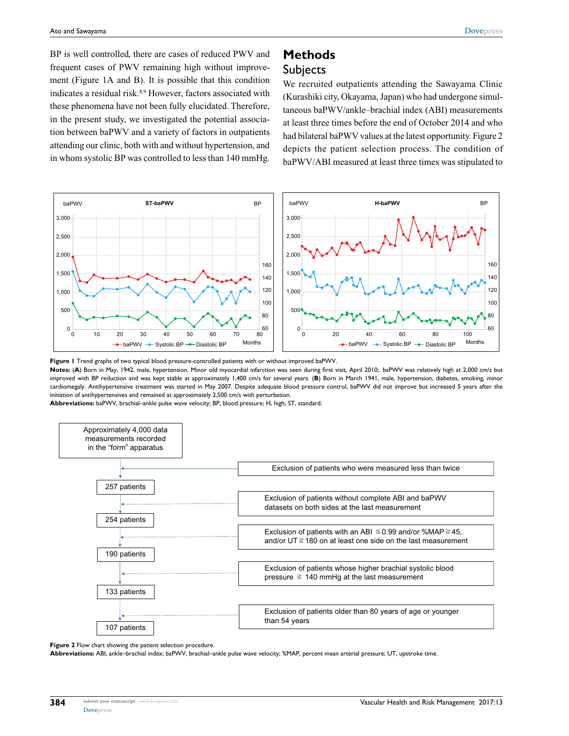BP is well controlled, there are cases of reduced PWV and frequent cases of PWV remaining high without improvement (Figure 1A and B). It is possible that this condition indicates a residual risk.[8,9] However, factors associated with these phenomena have not been fully elucidated. Therefore, in the present study, we investigated the potential association between baPWV and a variety of factors in outpatients attending our clinic, both with and without hypertension, and in whom systolic BP was controlled to less than 140 mmHg.

# Methods

## Subjects

We recruited outpatients attending the Sawayama Clinic (Kurashiki city, Okayama, Japan) who had undergone simultaneous baPWV/ankle–brachial index (ABI) measurements at least three times before the end of October 2014 and who had bilateral baPWV values at the latest opportunity. Figure 2 depicts the patient selection process. The condition of baPWV/ABI measured at least three times was stipulated to

**Figure 1** Trend graphs of two typical blood pressure-controlled patients with or without improved baPWV.

**Notes:** (**A**) Born in May, 1942, male, hypertension. Minor old myocardial infarction was seen during first visit, April 2010;. baPWV was relatively high at 2,000 cm/s but improved with BP reduction and was kept stable at approximately 1,400 cm/s for several years. (**B**) Born in March 1941, male, hypertension, diabetes, smoking, minor cardiomegaly. Antihypertensive treatment was started in May 2007. Despite adequate blood pressure control, baPWV did not improve but increased 5 years after the initiation of antihypertensives and remained at approximately 2,500 cm/s with perturbation.

**Abbreviations:** baPWV, brachial–ankle pulse wave velocity; BP, blood pressure; H, high; ST, standard.

Approximately 4,000 data measurements recorded in the "form" apparatus
→ Exclusion of patients who were measured less than twice
→ 257 patients
→ Exclusion of patients without complete ABI and baPWV datasets on both sides at the last measurement
→ 254 patients
→ Exclusion of patients with an ABI ≦0.99 and/or %MAP≧45, and/or UT≧180 on at least one side on the last measurement
→ 190 patients
→ Exclusion of patients whose higher brachial systolic blood pressure ≧ 140 mmHg at the last measurement
→ 133 patients
→ Exclusion of patients older than 80 years of age or younger than 54 years
→ 107 patients

**Figure 2** Flow chart showing the patient selection procedure.

**Abbreviations:** ABI, ankle–brachial index; baPWV, brachial–ankle pulse wave velocity; %MAP, percent mean arterial pressure; UT, upstroke time.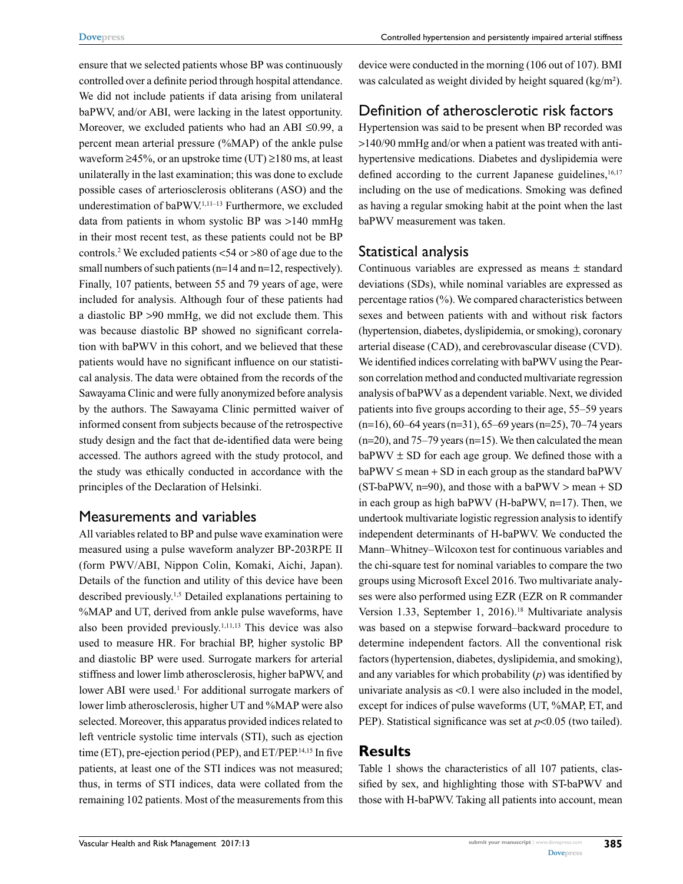ensure that we selected patients whose BP was continuously controlled over a definite period through hospital attendance. We did not include patients if data arising from unilateral baPWV, and/or ABI, were lacking in the latest opportunity. Moreover, we excluded patients who had an ABI ≤0.99, a percent mean arterial pressure (%MAP) of the ankle pulse waveform ≥45%, or an upstroke time (UT) ≥180 ms, at least unilaterally in the last examination; this was done to exclude possible cases of arteriosclerosis obliterans (ASO) and the underestimation of baPWV.[1,11–13] Furthermore, we excluded data from patients in whom systolic BP was >140 mmHg in their most recent test, as these patients could not be BP controls.[2] We excluded patients <54 or >80 of age due to the small numbers of such patients (n=14 and n=12, respectively). Finally, 107 patients, between 55 and 79 years of age, were included for analysis. Although four of these patients had a diastolic BP >90 mmHg, we did not exclude them. This was because diastolic BP showed no significant correlation with baPWV in this cohort, and we believed that these patients would have no significant influence on our statistical analysis. The data were obtained from the records of the Sawayama Clinic and were fully anonymized before analysis by the authors. The Sawayama Clinic permitted waiver of informed consent from subjects because of the retrospective study design and the fact that de-identified data were being accessed. The authors agreed with the study protocol, and the study was ethically conducted in accordance with the principles of the Declaration of Helsinki.

## Measurements and variables

All variables related to BP and pulse wave examination were measured using a pulse waveform analyzer BP-203RPE II (form PWV/ABI, Nippon Colin, Komaki, Aichi, Japan). Details of the function and utility of this device have been described previously.[1,5] Detailed explanations pertaining to %MAP and UT, derived from ankle pulse waveforms, have also been provided previously.[1,11,13] This device was also used to measure HR. For brachial BP, higher systolic BP and diastolic BP were used. Surrogate markers for arterial stiffness and lower limb atherosclerosis, higher baPWV, and lower ABI were used.[1] For additional surrogate markers of lower limb atherosclerosis, higher UT and %MAP were also selected. Moreover, this apparatus provided indices related to left ventricle systolic time intervals (STI), such as ejection time (ET), pre-ejection period (PEP), and ET/PEP.[14,15] In five patients, at least one of the STI indices was not measured; thus, in terms of STI indices, data were collated from the remaining 102 patients. Most of the measurements from this device were conducted in the morning (106 out of 107). BMI was calculated as weight divided by height squared (kg/m²).

## Definition of atherosclerotic risk factors

Hypertension was said to be present when BP recorded was >140/90 mmHg and/or when a patient was treated with antihypertensive medications. Diabetes and dyslipidemia were defined according to the current Japanese guidelines,[16,17] including on the use of medications. Smoking was defined as having a regular smoking habit at the point when the last baPWV measurement was taken.

## Statistical analysis

Continuous variables are expressed as means ± standard deviations (SDs), while nominal variables are expressed as percentage ratios (%). We compared characteristics between sexes and between patients with and without risk factors (hypertension, diabetes, dyslipidemia, or smoking), coronary arterial disease (CAD), and cerebrovascular disease (CVD). We identified indices correlating with baPWV using the Pearson correlation method and conducted multivariate regression analysis of baPWV as a dependent variable. Next, we divided patients into five groups according to their age, 55–59 years (n=16), 60–64 years (n=31), 65–69 years (n=25), 70–74 years (n=20), and 75–79 years (n=15). We then calculated the mean baPWV ± SD for each age group. We defined those with a baPWV ≤ mean + SD in each group as the standard baPWV (ST-baPWV, n=90), and those with a baPWV > mean + SD in each group as high baPWV (H-baPWV, n=17). Then, we undertook multivariate logistic regression analysis to identify independent determinants of H-baPWV. We conducted the Mann–Whitney–Wilcoxon test for continuous variables and the chi-square test for nominal variables to compare the two groups using Microsoft Excel 2016. Two multivariate analyses were also performed using EZR (EZR on R commander Version 1.33, September 1, 2016).[18] Multivariate analysis was based on a stepwise forward–backward procedure to determine independent factors. All the conventional risk factors (hypertension, diabetes, dyslipidemia, and smoking), and any variables for which probability (*p*) was identified by univariate analysis as <0.1 were also included in the model, except for indices of pulse waveforms (UT, %MAP, ET, and PEP). Statistical significance was set at $p<0.05$ (two tailed).

# Results

Table 1 shows the characteristics of all 107 patients, classified by sex, and highlighting those with ST-baPWV and those with H-baPWV. Taking all patients into account, mean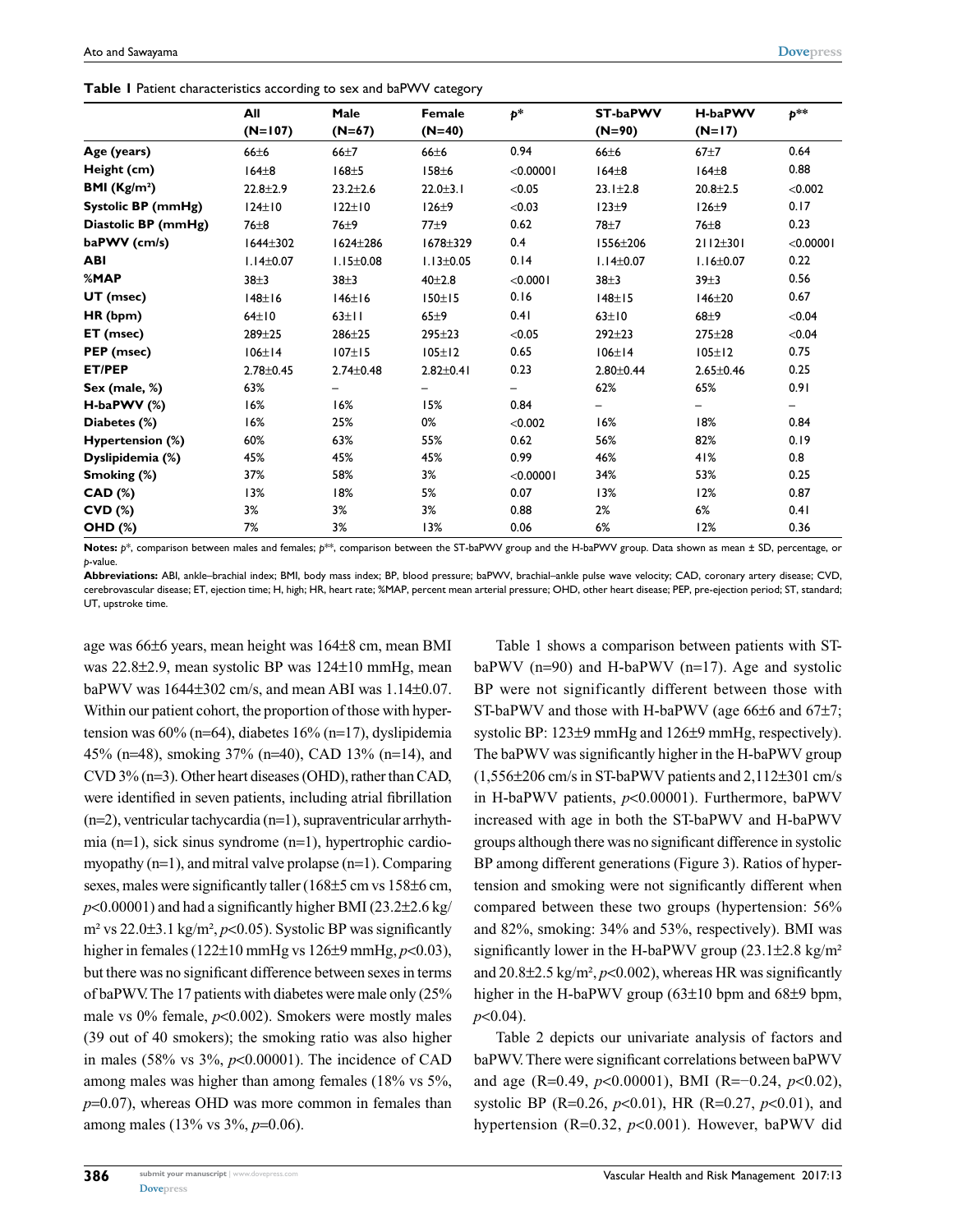**Table 1** Patient characteristics according to sex and baPWV category

| | All (N=107) | Male (N=67) | Female (N=40) | *p** | ST-baPWV (N=90) | H-baPWV (N=17) | *p*** |
|---|---|---|---|---|---|---|---|
| **Age (years)** | 66±6 | 66±7 | 66±6 | 0.94 | 66±6 | 67±7 | 0.64 |
| **Height (cm)** | 164±8 | 168±5 | 158±6 | <0.00001 | 164±8 | 164±8 | 0.88 |
| **BMI (Kg/m²)** | 22.8±2.9 | 23.2±2.6 | 22.0±3.1 | <0.05 | 23.1±2.8 | 20.8±2.5 | <0.002 |
| **Systolic BP (mmHg)** | 124±10 | 122±10 | 126±9 | <0.03 | 123±9 | 126±9 | 0.17 |
| **Diastolic BP (mmHg)** | 76±8 | 76±9 | 77±9 | 0.62 | 78±7 | 76±8 | 0.23 |
| **baPWV (cm/s)** | 1644±302 | 1624±286 | 1678±329 | 0.4 | 1556±206 | 2112±301 | <0.00001 |
| **ABI** | 1.14±0.07 | 1.15±0.08 | 1.13±0.05 | 0.14 | 1.14±0.07 | 1.16±0.07 | 0.22 |
| **%MAP** | 38±3 | 38±3 | 40±2.8 | <0.0001 | 38±3 | 39±3 | 0.56 |
| **UT (msec)** | 148±16 | 146±16 | 150±15 | 0.16 | 148±15 | 146±20 | 0.67 |
| **HR (bpm)** | 64±10 | 63±11 | 65±9 | 0.41 | 63±10 | 68±9 | <0.04 |
| **ET (msec)** | 289±25 | 286±25 | 295±23 | <0.05 | 292±23 | 275±28 | <0.04 |
| **PEP (msec)** | 106±14 | 107±15 | 105±12 | 0.65 | 106±14 | 105±12 | 0.75 |
| **ET/PEP** | 2.78±0.45 | 2.74±0.48 | 2.82±0.41 | 0.23 | 2.80±0.44 | 2.65±0.46 | 0.25 |
| **Sex (male, %)** | 63% | – | – | – | 62% | 65% | 0.91 |
| **H-baPWV (%)** | 16% | 16% | 15% | 0.84 | – | – | – |
| **Diabetes (%)** | 16% | 25% | 0% | <0.002 | 16% | 18% | 0.84 |
| **Hypertension (%)** | 60% | 63% | 55% | 0.62 | 56% | 82% | 0.19 |
| **Dyslipidemia (%)** | 45% | 45% | 45% | 0.99 | 46% | 41% | 0.8 |
| **Smoking (%)** | 37% | 58% | 3% | <0.00001 | 34% | 53% | 0.25 |
| **CAD (%)** | 13% | 18% | 5% | 0.07 | 13% | 12% | 0.87 |
| **CVD (%)** | 3% | 3% | 3% | 0.88 | 2% | 6% | 0.41 |
| **OHD (%)** | 7% | 3% | 13% | 0.06 | 6% | 12% | 0.36 |

**Notes:** *p**, comparison between males and females; *p***, comparison between the ST-baPWV group and the H-baPWV group. Data shown as mean ± SD, percentage, or *p*-value.

**Abbreviations:** ABI, ankle–brachial index; BMI, body mass index; BP, blood pressure; baPWV, brachial–ankle pulse wave velocity; CAD, coronary artery disease; CVD, cerebrovascular disease; ET, ejection time; H, high; HR, heart rate; %MAP, percent mean arterial pressure; OHD, other heart disease; PEP, pre-ejection period; ST, standard; UT, upstroke time.

age was 66±6 years, mean height was 164±8 cm, mean BMI was 22.8±2.9, mean systolic BP was 124±10 mmHg, mean baPWV was 1644±302 cm/s, and mean ABI was 1.14±0.07. Within our patient cohort, the proportion of those with hypertension was 60% (n=64), diabetes 16% (n=17), dyslipidemia 45% (n=48), smoking 37% (n=40), CAD 13% (n=14), and CVD 3% (n=3). Other heart diseases (OHD), rather than CAD, were identified in seven patients, including atrial fibrillation (n=2), ventricular tachycardia (n=1), supraventricular arrhythmia (n=1), sick sinus syndrome (n=1), hypertrophic cardiomyopathy (n=1), and mitral valve prolapse (n=1). Comparing sexes, males were significantly taller (168±5 cm vs 158±6 cm, $p<0.00001$) and had a significantly higher BMI (23.2±2.6 kg/m² vs 22.0±3.1 kg/m², $p<0.05$). Systolic BP was significantly higher in females (122±10 mmHg vs 126±9 mmHg, $p<0.03$), but there was no significant difference between sexes in terms of baPWV. The 17 patients with diabetes were male only (25% male vs 0% female, $p<0.002$). Smokers were mostly males (39 out of 40 smokers); the smoking ratio was also higher in males (58% vs 3%, $p<0.00001$). The incidence of CAD among males was higher than among females (18% vs 5%, $p=0.07$), whereas OHD was more common in females than among males (13% vs 3%, $p=0.06$).

Table 1 shows a comparison between patients with ST-baPWV (n=90) and H-baPWV (n=17). Age and systolic BP were not significantly different between those with ST-baPWV and those with H-baPWV (age 66±6 and 67±7; systolic BP: 123±9 mmHg and 126±9 mmHg, respectively). The baPWV was significantly higher in the H-baPWV group (1,556±206 cm/s in ST-baPWV patients and 2,112±301 cm/s in H-baPWV patients, $p<0.00001$). Furthermore, baPWV increased with age in both the ST-baPWV and H-baPWV groups although there was no significant difference in systolic BP among different generations (Figure 3). Ratios of hypertension and smoking were not significantly different when compared between these two groups (hypertension: 56% and 82%, smoking: 34% and 53%, respectively). BMI was significantly lower in the H-baPWV group (23.1±2.8 kg/m² and 20.8±2.5 kg/m², $p<0.002$), whereas HR was significantly higher in the H-baPWV group (63±10 bpm and 68±9 bpm, $p<0.04$).

Table 2 depicts our univariate analysis of factors and baPWV. There were significant correlations between baPWV and age ($R=0.49$, $p<0.00001$), BMI ($R=-0.24$, $p<0.02$), systolic BP ($R=0.26$, $p<0.01$), HR ($R=0.27$, $p<0.01$), and hypertension ($R=0.32$, $p<0.001$). However, baPWV did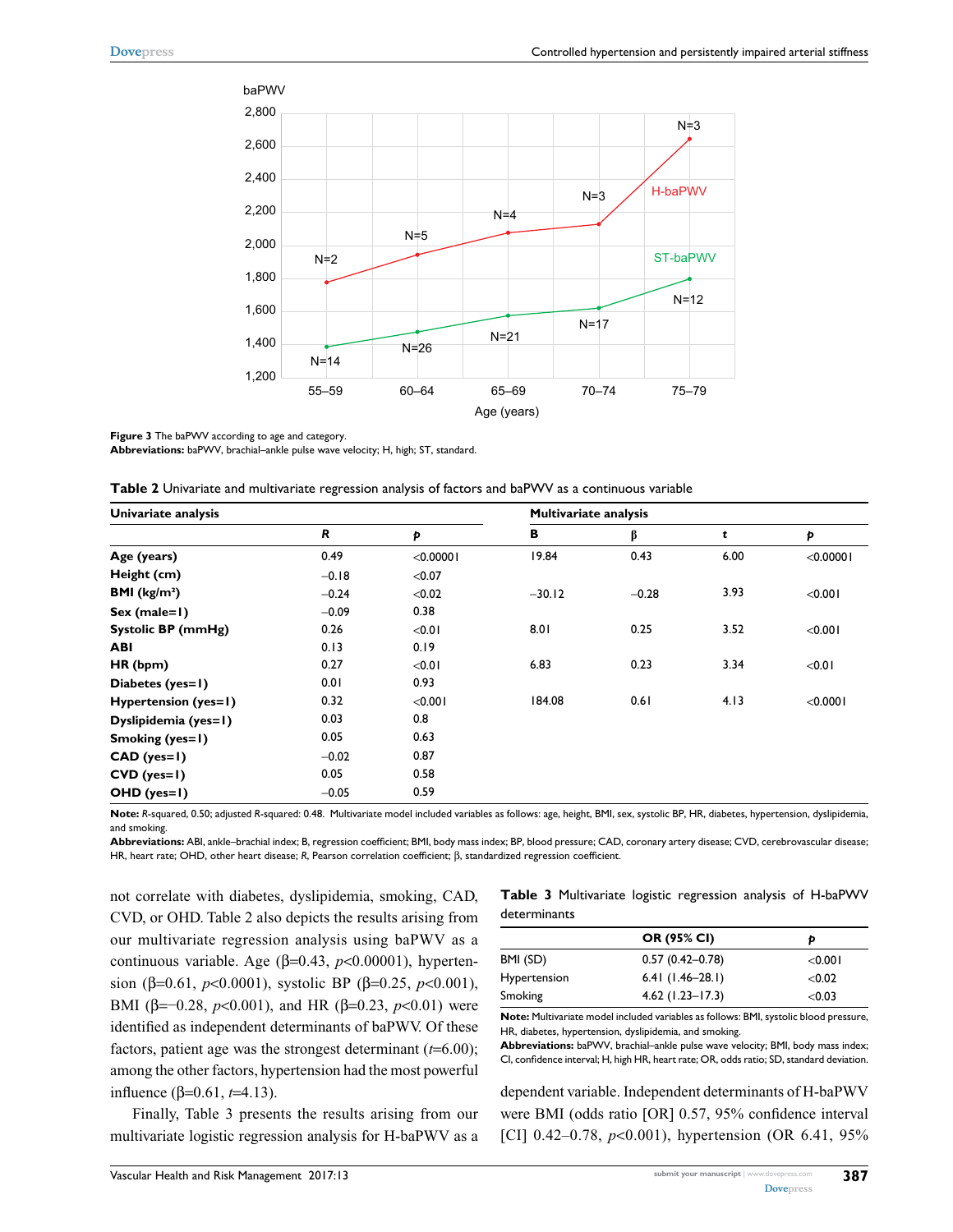Figure 3 The baPWV according to age and category.

**Abbreviations:** baPWV, brachial–ankle pulse wave velocity; H, high; ST, standard.

**Table 2** Univariate and multivariate regression analysis of factors and baPWV as a continuous variable

| Univariate analysis | | | Multivariate analysis | | | |
|---|---|---|---|---|---|---|
| | *R* | *p* | B | β | t | *p* |
| **Age (years)** | 0.49 | <0.00001 | 19.84 | 0.43 | 6.00 | <0.00001 |
| **Height (cm)** | −0.18 | <0.07 | | | | |
| **BMI (kg/m²)** | −0.24 | <0.02 | −30.12 | −0.28 | 3.93 | <0.001 |
| **Sex (male=1)** | −0.09 | 0.38 | | | | |
| **Systolic BP (mmHg)** | 0.26 | <0.01 | 8.01 | 0.25 | 3.52 | <0.001 |
| **ABI** | 0.13 | 0.19 | | | | |
| **HR (bpm)** | 0.27 | <0.01 | 6.83 | 0.23 | 3.34 | <0.01 |
| **Diabetes (yes=1)** | 0.01 | 0.93 | | | | |
| **Hypertension (yes=1)** | 0.32 | <0.001 | 184.08 | 0.61 | 4.13 | <0.0001 |
| **Dyslipidemia (yes=1)** | 0.03 | 0.8 | | | | |
| **Smoking (yes=1)** | 0.05 | 0.63 | | | | |
| **CAD (yes=1)** | −0.02 | 0.87 | | | | |
| **CVD (yes=1)** | 0.05 | 0.58 | | | | |
| **OHD (yes=1)** | −0.05 | 0.59 | | | | |

**Note:** *R*-squared, 0.50; adjusted *R*-squared: 0.48. Multivariate model included variables as follows: age, height, BMI, sex, systolic BP, HR, diabetes, hypertension, dyslipidemia, and smoking.

**Abbreviations:** ABI, ankle–brachial index; B, regression coefficient; BMI, body mass index; BP, blood pressure; CAD, coronary artery disease; CVD, cerebrovascular disease; HR, heart rate; OHD, other heart disease; *R*, Pearson correlation coefficient; β, standardized regression coefficient.

not correlate with diabetes, dyslipidemia, smoking, CAD, CVD, or OHD. Table 2 also depicts the results arising from our multivariate regression analysis using baPWV as a continuous variable. Age (β=0.43, *p*<0.00001), hypertension (β=0.61, *p*<0.0001), systolic BP (β=0.25, *p*<0.001), BMI (β=−0.28, *p*<0.001), and HR (β=0.23, *p*<0.01) were identified as independent determinants of baPWV. Of these factors, patient age was the strongest determinant (*t*=6.00); among the other factors, hypertension had the most powerful influence (β=0.61, *t*=4.13).

Finally, Table 3 presents the results arising from our multivariate logistic regression analysis for H-baPWV as a dependent variable. Independent determinants of H-baPWV were BMI (odds ratio [OR] 0.57, 95% confidence interval [CI] 0.42–0.78, *p*<0.001), hypertension (OR 6.41, 95%

**Table 3** Multivariate logistic regression analysis of H-baPWV determinants

| | OR (95% CI) | *p* |
|---|---|---|
| BMI (SD) | 0.57 (0.42–0.78) | <0.001 |
| Hypertension | 6.41 (1.46–28.1) | <0.02 |
| Smoking | 4.62 (1.23–17.3) | <0.03 |

**Note:** Multivariate model included variables as follows: BMI, systolic blood pressure, HR, diabetes, hypertension, dyslipidemia, and smoking.

**Abbreviations:** baPWV, brachial–ankle pulse wave velocity; BMI, body mass index; CI, confidence interval; H, high HR, heart rate; OR, odds ratio; SD, standard deviation.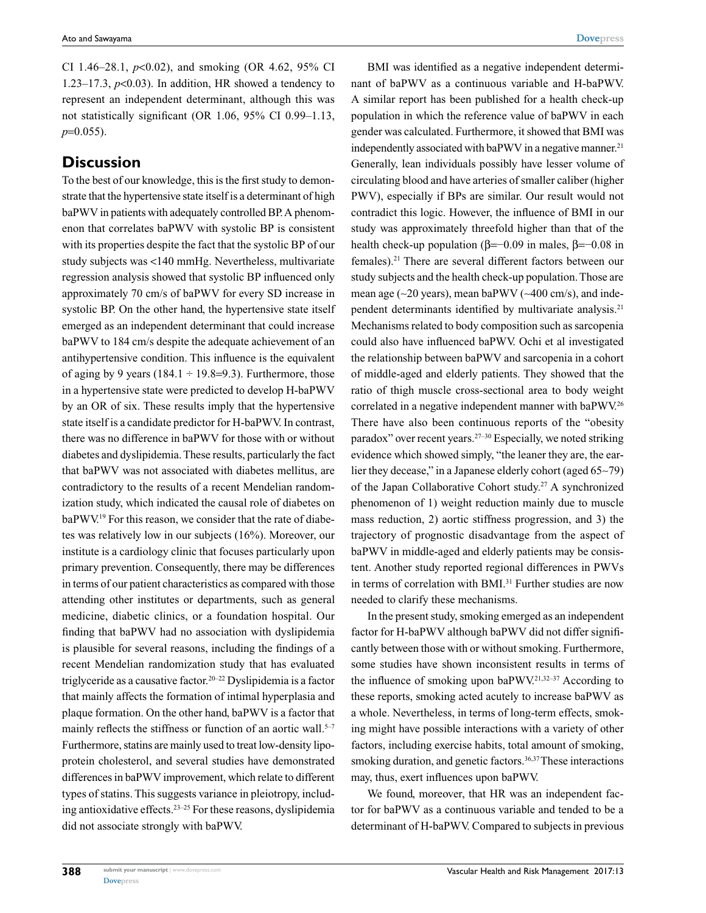CI 1.46–28.1, $p<0.02$), and smoking (OR 4.62, 95% CI 1.23–17.3, $p<0.03$). In addition, HR showed a tendency to represent an independent determinant, although this was not statistically significant (OR 1.06, 95% CI 0.99–1.13, $p=0.055$).

## Discussion

To the best of our knowledge, this is the first study to demonstrate that the hypertensive state itself is a determinant of high baPWV in patients with adequately controlled BP. A phenomenon that correlates baPWV with systolic BP is consistent with its properties despite the fact that the systolic BP of our study subjects was <140 mmHg. Nevertheless, multivariate regression analysis showed that systolic BP influenced only approximately 70 cm/s of baPWV for every SD increase in systolic BP. On the other hand, the hypertensive state itself emerged as an independent determinant that could increase baPWV to 184 cm/s despite the adequate achievement of an antihypertensive condition. This influence is the equivalent of aging by 9 years ($184.1 \div 19.8 = 9.3$). Furthermore, those in a hypertensive state were predicted to develop H-baPWV by an OR of six. These results imply that the hypertensive state itself is a candidate predictor for H-baPWV. In contrast, there was no difference in baPWV for those with or without diabetes and dyslipidemia. These results, particularly the fact that baPWV was not associated with diabetes mellitus, are contradictory to the results of a recent Mendelian randomization study, which indicated the causal role of diabetes on baPWV.[19] For this reason, we consider that the rate of diabetes was relatively low in our subjects (16%). Moreover, our institute is a cardiology clinic that focuses particularly upon primary prevention. Consequently, there may be differences in terms of our patient characteristics as compared with those attending other institutes or departments, such as general medicine, diabetic clinics, or a foundation hospital. Our finding that baPWV had no association with dyslipidemia is plausible for several reasons, including the findings of a recent Mendelian randomization study that has evaluated triglyceride as a causative factor.[20–22] Dyslipidemia is a factor that mainly affects the formation of intimal hyperplasia and plaque formation. On the other hand, baPWV is a factor that mainly reflects the stiffness or function of an aortic wall.[5–7] Furthermore, statins are mainly used to treat low-density lipoprotein cholesterol, and several studies have demonstrated differences in baPWV improvement, which relate to different types of statins. This suggests variance in pleiotropy, including antioxidative effects.[23–25] For these reasons, dyslipidemia did not associate strongly with baPWV.

BMI was identified as a negative independent determinant of baPWV as a continuous variable and H-baPWV. A similar report has been published for a health check-up population in which the reference value of baPWV in each gender was calculated. Furthermore, it showed that BMI was independently associated with baPWV in a negative manner.[21] Generally, lean individuals possibly have lesser volume of circulating blood and have arteries of smaller caliber (higher PWV), especially if BPs are similar. Our result would not contradict this logic. However, the influence of BMI in our study was approximately threefold higher than that of the health check-up population ($\beta=-0.09$ in males, $\beta=-0.08$ in females).[21] There are several different factors between our study subjects and the health check-up population. Those are mean age (~20 years), mean baPWV (~400 cm/s), and independent determinants identified by multivariate analysis.[21] Mechanisms related to body composition such as sarcopenia could also have influenced baPWV. Ochi et al investigated the relationship between baPWV and sarcopenia in a cohort of middle-aged and elderly patients. They showed that the ratio of thigh muscle cross-sectional area to body weight correlated in a negative independent manner with baPWV.[26] There have also been continuous reports of the "obesity paradox" over recent years.[27–30] Especially, we noted striking evidence which showed simply, "the leaner they are, the earlier they decease," in a Japanese elderly cohort (aged 65~79) of the Japan Collaborative Cohort study.[27] A synchronized phenomenon of 1) weight reduction mainly due to muscle mass reduction, 2) aortic stiffness progression, and 3) the trajectory of prognostic disadvantage from the aspect of baPWV in middle-aged and elderly patients may be consistent. Another study reported regional differences in PWVs in terms of correlation with BMI.[31] Further studies are now needed to clarify these mechanisms.

In the present study, smoking emerged as an independent factor for H-baPWV although baPWV did not differ significantly between those with or without smoking. Furthermore, some studies have shown inconsistent results in terms of the influence of smoking upon baPWV.[21,32–37] According to these reports, smoking acted acutely to increase baPWV as a whole. Nevertheless, in terms of long-term effects, smoking might have possible interactions with a variety of other factors, including exercise habits, total amount of smoking, smoking duration, and genetic factors.[36,37] These interactions may, thus, exert influences upon baPWV.

We found, moreover, that HR was an independent factor for baPWV as a continuous variable and tended to be a determinant of H-baPWV. Compared to subjects in previous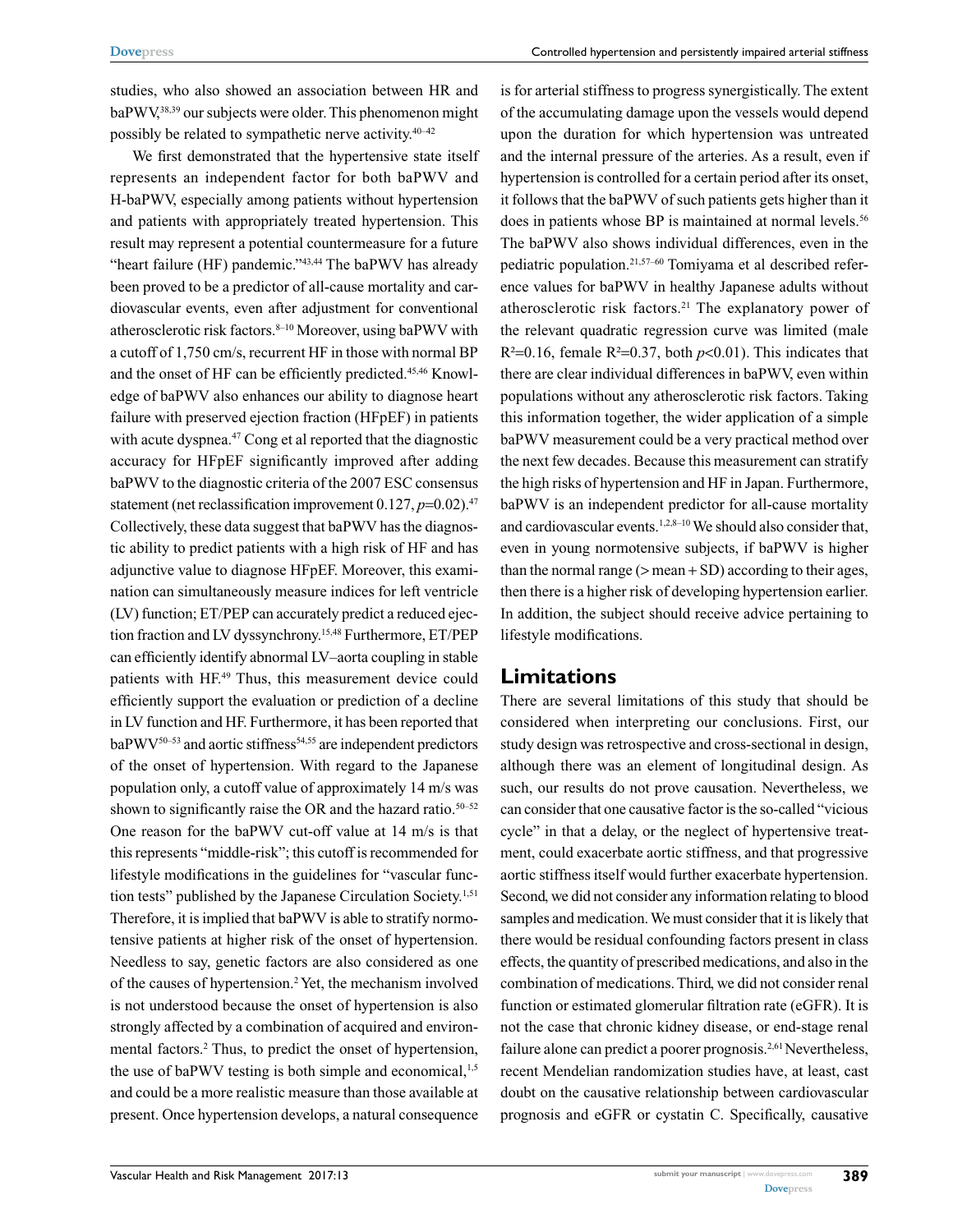studies, who also showed an association between HR and baPWV,[38,39] our subjects were older. This phenomenon might possibly be related to sympathetic nerve activity.[40–42]

We first demonstrated that the hypertensive state itself represents an independent factor for both baPWV and H-baPWV, especially among patients without hypertension and patients with appropriately treated hypertension. This result may represent a potential countermeasure for a future "heart failure (HF) pandemic."[43,44] The baPWV has already been proved to be a predictor of all-cause mortality and cardiovascular events, even after adjustment for conventional atherosclerotic risk factors.[8–10] Moreover, using baPWV with a cutoff of 1,750 cm/s, recurrent HF in those with normal BP and the onset of HF can be efficiently predicted.[45,46] Knowledge of baPWV also enhances our ability to diagnose heart failure with preserved ejection fraction (HFpEF) in patients with acute dyspnea.[47] Cong et al reported that the diagnostic accuracy for HFpEF significantly improved after adding baPWV to the diagnostic criteria of the 2007 ESC consensus statement (net reclassification improvement 0.127, $p=0.02$).[47] Collectively, these data suggest that baPWV has the diagnostic ability to predict patients with a high risk of HF and has adjunctive value to diagnose HFpEF. Moreover, this examination can simultaneously measure indices for left ventricle (LV) function; ET/PEP can accurately predict a reduced ejection fraction and LV dyssynchrony.[15,48] Furthermore, ET/PEP can efficiently identify abnormal LV–aorta coupling in stable patients with HF.[49] Thus, this measurement device could efficiently support the evaluation or prediction of a decline in LV function and HF. Furthermore, it has been reported that baPWV[50–53] and aortic stiffness[54,55] are independent predictors of the onset of hypertension. With regard to the Japanese population only, a cutoff value of approximately 14 m/s was shown to significantly raise the OR and the hazard ratio.[50–52] One reason for the baPWV cut-off value at 14 m/s is that this represents "middle-risk"; this cutoff is recommended for lifestyle modifications in the guidelines for "vascular function tests" published by the Japanese Circulation Society.[1,51] Therefore, it is implied that baPWV is able to stratify normotensive patients at higher risk of the onset of hypertension. Needless to say, genetic factors are also considered as one of the causes of hypertension.[2] Yet, the mechanism involved is not understood because the onset of hypertension is also strongly affected by a combination of acquired and environmental factors.[2] Thus, to predict the onset of hypertension, the use of baPWV testing is both simple and economical,[1,5] and could be a more realistic measure than those available at present. Once hypertension develops, a natural consequence is for arterial stiffness to progress synergistically. The extent of the accumulating damage upon the vessels would depend upon the duration for which hypertension was untreated and the internal pressure of the arteries. As a result, even if hypertension is controlled for a certain period after its onset, it follows that the baPWV of such patients gets higher than it does in patients whose BP is maintained at normal levels.[56] The baPWV also shows individual differences, even in the pediatric population.[21,57–60] Tomiyama et al described reference values for baPWV in healthy Japanese adults without atherosclerotic risk factors.[21] The explanatory power of the relevant quadratic regression curve was limited (male $R^2=0.16$, female $R^2=0.37$, both $p<0.01$). This indicates that there are clear individual differences in baPWV, even within populations without any atherosclerotic risk factors. Taking this information together, the wider application of a simple baPWV measurement could be a very practical method over the next few decades. Because this measurement can stratify the high risks of hypertension and HF in Japan. Furthermore, baPWV is an independent predictor for all-cause mortality and cardiovascular events.[1,2,8–10] We should also consider that, even in young normotensive subjects, if baPWV is higher than the normal range (> mean + SD) according to their ages, then there is a higher risk of developing hypertension earlier. In addition, the subject should receive advice pertaining to lifestyle modifications.

## Limitations

There are several limitations of this study that should be considered when interpreting our conclusions. First, our study design was retrospective and cross-sectional in design, although there was an element of longitudinal design. As such, our results do not prove causation. Nevertheless, we can consider that one causative factor is the so-called "vicious cycle" in that a delay, or the neglect of hypertensive treatment, could exacerbate aortic stiffness, and that progressive aortic stiffness itself would further exacerbate hypertension. Second, we did not consider any information relating to blood samples and medication. We must consider that it is likely that there would be residual confounding factors present in class effects, the quantity of prescribed medications, and also in the combination of medications. Third, we did not consider renal function or estimated glomerular filtration rate (eGFR). It is not the case that chronic kidney disease, or end-stage renal failure alone can predict a poorer prognosis.[2,61] Nevertheless, recent Mendelian randomization studies have, at least, cast doubt on the causative relationship between cardiovascular prognosis and eGFR or cystatin C. Specifically, causative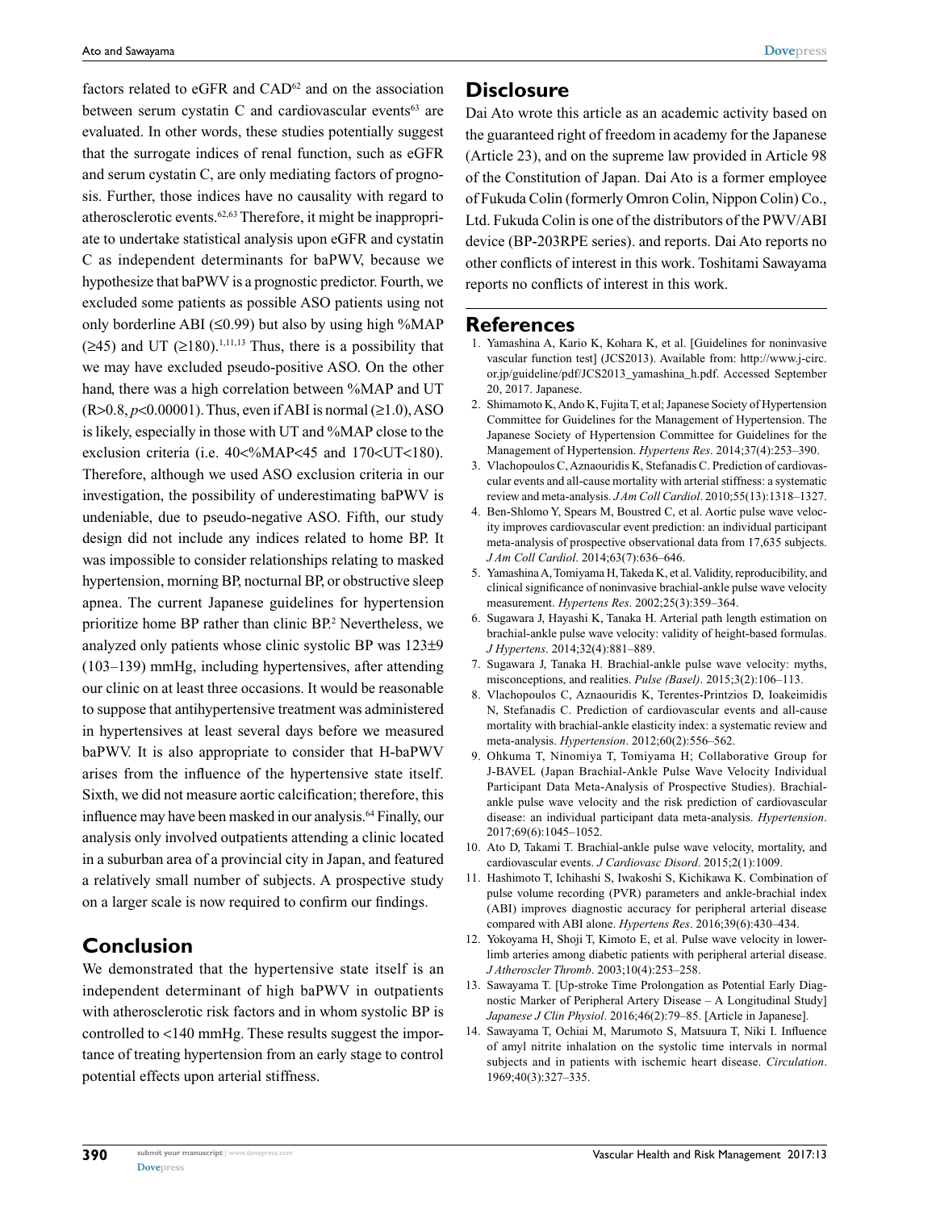factors related to eGFR and CAD[62] and on the association between serum cystatin C and cardiovascular events[63] are evaluated. In other words, these studies potentially suggest that the surrogate indices of renal function, such as eGFR and serum cystatin C, are only mediating factors of prognosis. Further, those indices have no causality with regard to atherosclerotic events.[62,63] Therefore, it might be inappropriate to undertake statistical analysis upon eGFR and cystatin C as independent determinants for baPWV, because we hypothesize that baPWV is a prognostic predictor. Fourth, we excluded some patients as possible ASO patients using not only borderline ABI (≤0.99) but also by using high %MAP (≥45) and UT (≥180).[1,11,13] Thus, there is a possibility that we may have excluded pseudo-positive ASO. On the other hand, there was a high correlation between %MAP and UT ($R>0.8$, $p<0.00001$). Thus, even if ABI is normal (≥1.0), ASO is likely, especially in those with UT and %MAP close to the exclusion criteria (i.e. 40<%MAP<45 and 170<UT<180). Therefore, although we used ASO exclusion criteria in our investigation, the possibility of underestimating baPWV is undeniable, due to pseudo-negative ASO. Fifth, our study design did not include any indices related to home BP. It was impossible to consider relationships relating to masked hypertension, morning BP, nocturnal BP, or obstructive sleep apnea. The current Japanese guidelines for hypertension prioritize home BP rather than clinic BP.[2] Nevertheless, we analyzed only patients whose clinic systolic BP was 123±9 (103–139) mmHg, including hypertensives, after attending our clinic on at least three occasions. It would be reasonable to suppose that antihypertensive treatment was administered in hypertensives at least several days before we measured baPWV. It is also appropriate to consider that H-baPWV arises from the influence of the hypertensive state itself. Sixth, we did not measure aortic calcification; therefore, this influence may have been masked in our analysis.[64] Finally, our analysis only involved outpatients attending a clinic located in a suburban area of a provincial city in Japan, and featured a relatively small number of subjects. A prospective study on a larger scale is now required to confirm our findings.

## Conclusion

We demonstrated that the hypertensive state itself is an independent determinant of high baPWV in outpatients with atherosclerotic risk factors and in whom systolic BP is controlled to <140 mmHg. These results suggest the importance of treating hypertension from an early stage to control potential effects upon arterial stiffness.

## Disclosure

Dai Ato wrote this article as an academic activity based on the guaranteed right of freedom in academy for the Japanese (Article 23), and on the supreme law provided in Article 98 of the Constitution of Japan. Dai Ato is a former employee of Fukuda Colin (formerly Omron Colin, Nippon Colin) Co., Ltd. Fukuda Colin is one of the distributors of the PWV/ABI device (BP-203RPE series). and reports. Dai Ato reports no other conflicts of interest in this work. Toshitami Sawayama reports no conflicts of interest in this work.

## References

1. Yamashina A, Kario K, Kohara K, et al. [Guidelines for noninvasive vascular function test] (JCS2013). Available from: http://www.j-circ.or.jp/guideline/pdf/JCS2013_yamashina_h.pdf. Accessed September 20, 2017. Japanese.
2. Shimamoto K, Ando K, Fujita T, et al; Japanese Society of Hypertension Committee for Guidelines for the Management of Hypertension. The Japanese Society of Hypertension Committee for Guidelines for the Management of Hypertension. *Hypertens Res*. 2014;37(4):253–390.
3. Vlachopoulos C, Aznaouridis K, Stefanadis C. Prediction of cardiovascular events and all-cause mortality with arterial stiffness: a systematic review and meta-analysis. *J Am Coll Cardiol*. 2010;55(13):1318–1327.
4. Ben-Shlomo Y, Spears M, Boustred C, et al. Aortic pulse wave velocity improves cardiovascular event prediction: an individual participant meta-analysis of prospective observational data from 17,635 subjects. *J Am Coll Cardiol*. 2014;63(7):636–646.
5. Yamashina A, Tomiyama H, Takeda K, et al. Validity, reproducibility, and clinical significance of noninvasive brachial-ankle pulse wave velocity measurement. *Hypertens Res*. 2002;25(3):359–364.
6. Sugawara J, Hayashi K, Tanaka H. Arterial path length estimation on brachial-ankle pulse wave velocity: validity of height-based formulas. *J Hypertens*. 2014;32(4):881–889.
7. Sugawara J, Tanaka H. Brachial-ankle pulse wave velocity: myths, misconceptions, and realities. *Pulse (Basel)*. 2015;3(2):106–113.
8. Vlachopoulos C, Aznaouridis K, Terentes-Printzios D, Ioakeimidis N, Stefanadis C. Prediction of cardiovascular events and all-cause mortality with brachial-ankle elasticity index: a systematic review and meta-analysis. *Hypertension*. 2012;60(2):556–562.
9. Ohkuma T, Ninomiya T, Tomiyama H; Collaborative Group for J-BAVEL (Japan Brachial-Ankle Pulse Wave Velocity Individual Participant Data Meta-Analysis of Prospective Studies). Brachial-ankle pulse wave velocity and the risk prediction of cardiovascular disease: an individual participant data meta-analysis. *Hypertension*. 2017;69(6):1045–1052.
10. Ato D, Takami T. Brachial-ankle pulse wave velocity, mortality, and cardiovascular events. *J Cardiovasc Disord*. 2015;2(1):1009.
11. Hashimoto T, Ichihashi S, Iwakoshi S, Kichikawa K. Combination of pulse volume recording (PVR) parameters and ankle-brachial index (ABI) improves diagnostic accuracy for peripheral arterial disease compared with ABI alone. *Hypertens Res*. 2016;39(6):430–434.
12. Yokoyama H, Shoji T, Kimoto E, et al. Pulse wave velocity in lower-limb arteries among diabetic patients with peripheral arterial disease. *J Atheroscler Thromb*. 2003;10(4):253–258.
13. Sawayama T. [Up-stroke Time Prolongation as Potential Early Diagnostic Marker of Peripheral Artery Disease – A Longitudinal Study] *Japanese J Clin Physiol*. 2016;46(2):79–85. [Article in Japanese].
14. Sawayama T, Ochiai M, Marumoto S, Matsuura T, Niki I. Influence of amyl nitrite inhalation on the systolic time intervals in normal subjects and in patients with ischemic heart disease. *Circulation*. 1969;40(3):327–335.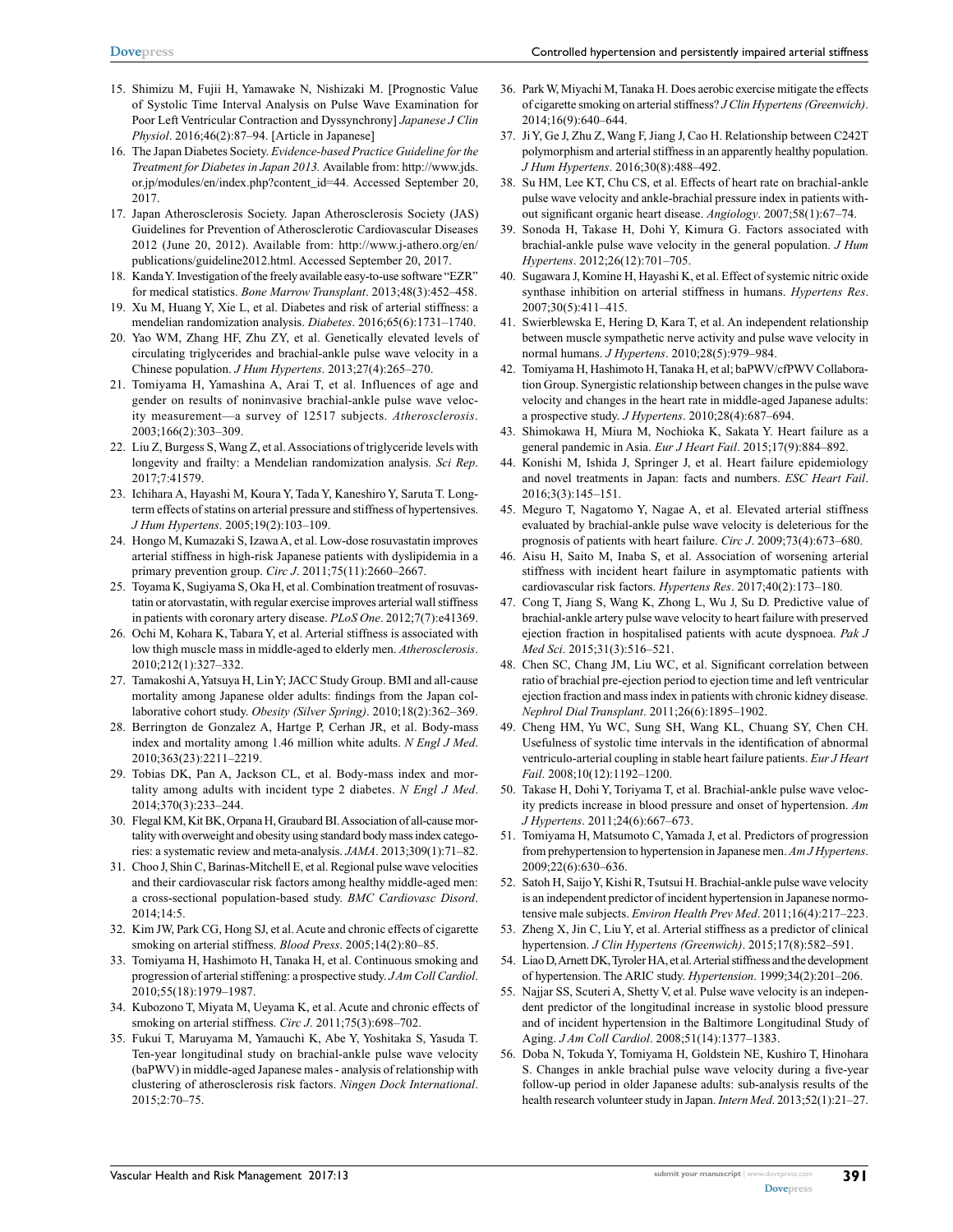15. Shimizu M, Fujii H, Yamawake N, Nishizaki M. [Prognostic Value of Systolic Time Interval Analysis on Pulse Wave Examination for Poor Left Ventricular Contraction and Dyssynchrony] *Japanese J Clin Physiol*. 2016;46(2):87–94. [Article in Japanese]
16. The Japan Diabetes Society. *Evidence-based Practice Guideline for the Treatment for Diabetes in Japan 2013.* Available from: http://www.jds.or.jp/modules/en/index.php?content_id=44. Accessed September 20, 2017.
17. Japan Atherosclerosis Society. Japan Atherosclerosis Society (JAS) Guidelines for Prevention of Atherosclerotic Cardiovascular Diseases 2012 (June 20, 2012). Available from: http://www.j-athero.org/en/publications/guideline2012.html. Accessed September 20, 2017.
18. Kanda Y. Investigation of the freely available easy-to-use software "EZR" for medical statistics. *Bone Marrow Transplant*. 2013;48(3):452–458.
19. Xu M, Huang Y, Xie L, et al. Diabetes and risk of arterial stiffness: a mendelian randomization analysis. *Diabetes*. 2016;65(6):1731–1740.
20. Yao WM, Zhang HF, Zhu ZY, et al. Genetically elevated levels of circulating triglycerides and brachial-ankle pulse wave velocity in a Chinese population. *J Hum Hypertens*. 2013;27(4):265–270.
21. Tomiyama H, Yamashina A, Arai T, et al. Influences of age and gender on results of noninvasive brachial-ankle pulse wave velocity measurement—a survey of 12517 subjects. *Atherosclerosis*. 2003;166(2):303–309.
22. Liu Z, Burgess S, Wang Z, et al. Associations of triglyceride levels with longevity and frailty: a Mendelian randomization analysis. *Sci Rep*. 2017;7:41579.
23. Ichihara A, Hayashi M, Koura Y, Tada Y, Kaneshiro Y, Saruta T. Long-term effects of statins on arterial pressure and stiffness of hypertensives. *J Hum Hypertens*. 2005;19(2):103–109.
24. Hongo M, Kumazaki S, Izawa A, et al. Low-dose rosuvastatin improves arterial stiffness in high-risk Japanese patients with dyslipidemia in a primary prevention group. *Circ J*. 2011;75(11):2660–2667.
25. Toyama K, Sugiyama S, Oka H, et al. Combination treatment of rosuvastatin or atorvastatin, with regular exercise improves arterial wall stiffness in patients with coronary artery disease. *PLoS One*. 2012;7(7):e41369.
26. Ochi M, Kohara K, Tabara Y, et al. Arterial stiffness is associated with low thigh muscle mass in middle-aged to elderly men. *Atherosclerosis*. 2010;212(1):327–332.
27. Tamakoshi A, Yatsuya H, Lin Y; JACC Study Group. BMI and all-cause mortality among Japanese older adults: findings from the Japan collaborative cohort study. *Obesity (Silver Spring)*. 2010;18(2):362–369.
28. Berrington de Gonzalez A, Hartge P, Cerhan JR, et al. Body-mass index and mortality among 1.46 million white adults. *N Engl J Med*. 2010;363(23):2211–2219.
29. Tobias DK, Pan A, Jackson CL, et al. Body-mass index and mortality among adults with incident type 2 diabetes. *N Engl J Med*. 2014;370(3):233–244.
30. Flegal KM, Kit BK, Orpana H, Graubard BI. Association of all-cause mortality with overweight and obesity using standard body mass index categories: a systematic review and meta-analysis. *JAMA*. 2013;309(1):71–82.
31. Choo J, Shin C, Barinas-Mitchell E, et al. Regional pulse wave velocities and their cardiovascular risk factors among healthy middle-aged men: a cross-sectional population-based study. *BMC Cardiovasc Disord*. 2014;14:5.
32. Kim JW, Park CG, Hong SJ, et al. Acute and chronic effects of cigarette smoking on arterial stiffness. *Blood Press*. 2005;14(2):80–85.
33. Tomiyama H, Hashimoto H, Tanaka H, et al. Continuous smoking and progression of arterial stiffening: a prospective study. *J Am Coll Cardiol*. 2010;55(18):1979–1987.
34. Kubozono T, Miyata M, Ueyama K, et al. Acute and chronic effects of smoking on arterial stiffness. *Circ J*. 2011;75(3):698–702.
35. Fukui T, Maruyama M, Yamauchi K, Abe Y, Yoshitaka S, Yasuda T. Ten-year longitudinal study on brachial-ankle pulse wave velocity (baPWV) in middle-aged Japanese males - analysis of relationship with clustering of atherosclerosis risk factors. *Ningen Dock International*. 2015;2:70–75.
36. Park W, Miyachi M, Tanaka H. Does aerobic exercise mitigate the effects of cigarette smoking on arterial stiffness? *J Clin Hypertens (Greenwich)*. 2014;16(9):640–644.
37. Ji Y, Ge J, Zhu Z, Wang F, Jiang J, Cao H. Relationship between C242T polymorphism and arterial stiffness in an apparently healthy population. *J Hum Hypertens*. 2016;30(8):488–492.
38. Su HM, Lee KT, Chu CS, et al. Effects of heart rate on brachial-ankle pulse wave velocity and ankle-brachial pressure index in patients without significant organic heart disease. *Angiology*. 2007;58(1):67–74.
39. Sonoda H, Takase H, Dohi Y, Kimura G. Factors associated with brachial-ankle pulse wave velocity in the general population. *J Hum Hypertens*. 2012;26(12):701–705.
40. Sugawara J, Komine H, Hayashi K, et al. Effect of systemic nitric oxide synthase inhibition on arterial stiffness in humans. *Hypertens Res*. 2007;30(5):411–415.
41. Swierblewska E, Hering D, Kara T, et al. An independent relationship between muscle sympathetic nerve activity and pulse wave velocity in normal humans. *J Hypertens*. 2010;28(5):979–984.
42. Tomiyama H, Hashimoto H, Tanaka H, et al; baPWV/cfPWV Collaboration Group. Synergistic relationship between changes in the pulse wave velocity and changes in the heart rate in middle-aged Japanese adults: a prospective study. *J Hypertens*. 2010;28(4):687–694.
43. Shimokawa H, Miura M, Nochioka K, Sakata Y. Heart failure as a general pandemic in Asia. *Eur J Heart Fail*. 2015;17(9):884–892.
44. Konishi M, Ishida J, Springer J, et al. Heart failure epidemiology and novel treatments in Japan: facts and numbers. *ESC Heart Fail*. 2016;3(3):145–151.
45. Meguro T, Nagatomo Y, Nagae A, et al. Elevated arterial stiffness evaluated by brachial-ankle pulse wave velocity is deleterious for the prognosis of patients with heart failure. *Circ J*. 2009;73(4):673–680.
46. Aisu H, Saito M, Inaba S, et al. Association of worsening arterial stiffness with incident heart failure in asymptomatic patients with cardiovascular risk factors. *Hypertens Res*. 2017;40(2):173–180.
47. Cong T, Jiang S, Wang K, Zhong L, Wu J, Su D. Predictive value of brachial-ankle artery pulse wave velocity to heart failure with preserved ejection fraction in hospitalised patients with acute dyspnoea. *Pak J Med Sci*. 2015;31(3):516–521.
48. Chen SC, Chang JM, Liu WC, et al. Significant correlation between ratio of brachial pre-ejection period to ejection time and left ventricular ejection fraction and mass index in patients with chronic kidney disease. *Nephrol Dial Transplant*. 2011;26(6):1895–1902.
49. Cheng HM, Yu WC, Sung SH, Wang KL, Chuang SY, Chen CH. Usefulness of systolic time intervals in the identification of abnormal ventriculo-arterial coupling in stable heart failure patients. *Eur J Heart Fail*. 2008;10(12):1192–1200.
50. Takase H, Dohi Y, Toriyama T, et al. Brachial-ankle pulse wave velocity predicts increase in blood pressure and onset of hypertension. *Am J Hypertens*. 2011;24(6):667–673.
51. Tomiyama H, Matsumoto C, Yamada J, et al. Predictors of progression from prehypertension to hypertension in Japanese men. *Am J Hypertens*. 2009;22(6):630–636.
52. Satoh H, Saijo Y, Kishi R, Tsutsui H. Brachial-ankle pulse wave velocity is an independent predictor of incident hypertension in Japanese normotensive male subjects. *Environ Health Prev Med*. 2011;16(4):217–223.
53. Zheng X, Jin C, Liu Y, et al. Arterial stiffness as a predictor of clinical hypertension. *J Clin Hypertens (Greenwich)*. 2015;17(8):582–591.
54. Liao D, Arnett DK, Tyroler HA, et al. Arterial stiffness and the development of hypertension. The ARIC study. *Hypertension*. 1999;34(2):201–206.
55. Najjar SS, Scuteri A, Shetty V, et al. Pulse wave velocity is an independent predictor of the longitudinal increase in systolic blood pressure and of incident hypertension in the Baltimore Longitudinal Study of Aging. *J Am Coll Cardiol*. 2008;51(14):1377–1383.
56. Doba N, Tokuda Y, Tomiyama H, Goldstein NE, Kushiro T, Hinohara S. Changes in ankle brachial pulse wave velocity during a five-year follow-up period in older Japanese adults: sub-analysis results of the health research volunteer study in Japan. *Intern Med*. 2013;52(1):21–27.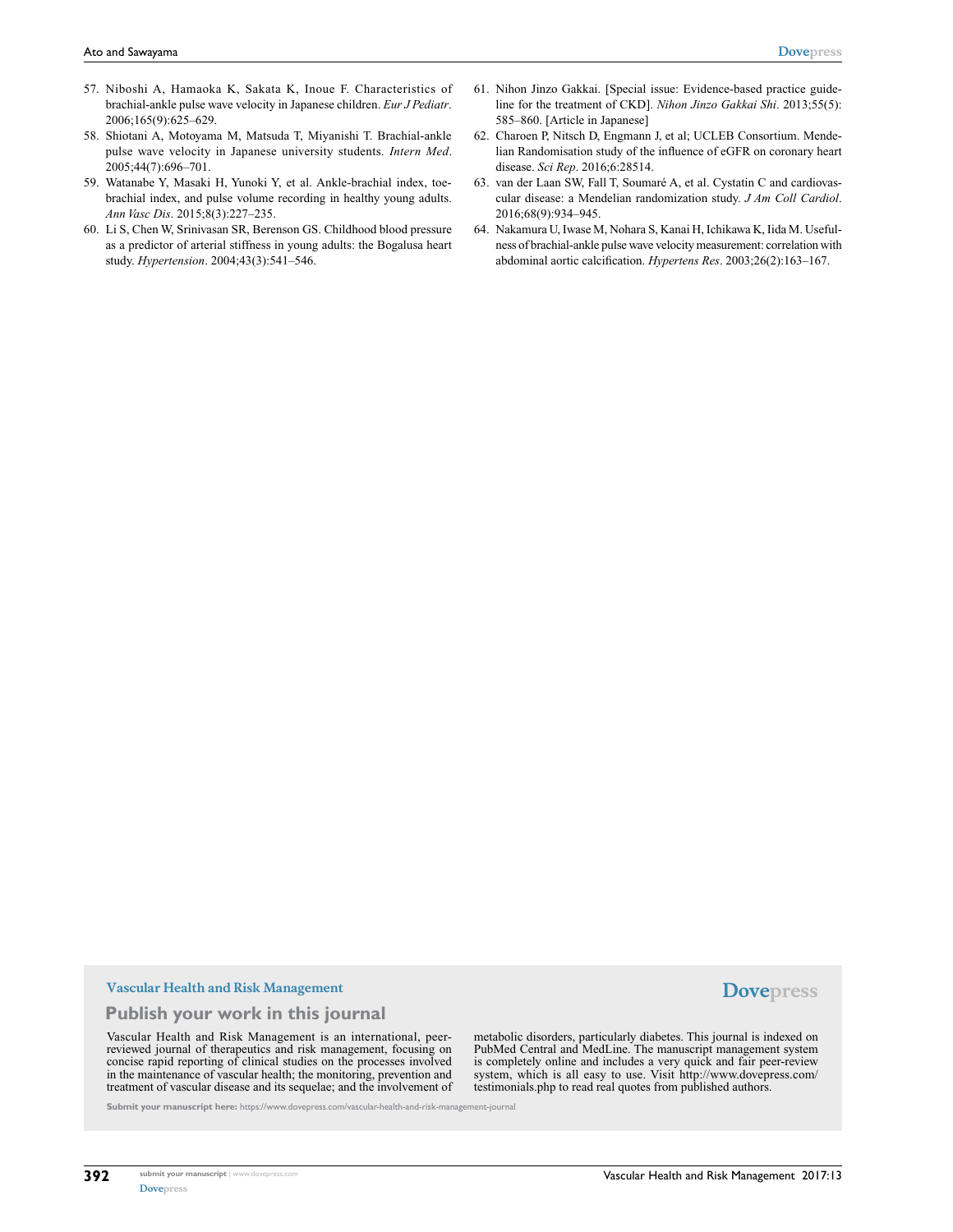57. Niboshi A, Hamaoka K, Sakata K, Inoue F. Characteristics of brachial-ankle pulse wave velocity in Japanese children. *Eur J Pediatr*. 2006;165(9):625–629.
58. Shiotani A, Motoyama M, Matsuda T, Miyanishi T. Brachial-ankle pulse wave velocity in Japanese university students. *Intern Med*. 2005;44(7):696–701.
59. Watanabe Y, Masaki H, Yunoki Y, et al. Ankle-brachial index, toe-brachial index, and pulse volume recording in healthy young adults. *Ann Vasc Dis*. 2015;8(3):227–235.
60. Li S, Chen W, Srinivasan SR, Berenson GS. Childhood blood pressure as a predictor of arterial stiffness in young adults: the Bogalusa heart study. *Hypertension*. 2004;43(3):541–546.
61. Nihon Jinzo Gakkai. [Special issue: Evidence-based practice guideline for the treatment of CKD]. *Nihon Jinzo Gakkai Shi*. 2013;55(5): 585–860. [Article in Japanese]
62. Charoen P, Nitsch D, Engmann J, et al; UCLEB Consortium. Mendelian Randomisation study of the influence of eGFR on coronary heart disease. *Sci Rep*. 2016;6:28514.
63. van der Laan SW, Fall T, Soumaré A, et al. Cystatin C and cardiovascular disease: a Mendelian randomization study. *J Am Coll Cardiol*. 2016;68(9):934–945.
64. Nakamura U, Iwase M, Nohara S, Kanai H, Ichikawa K, Iida M. Usefulness of brachial-ankle pulse wave velocity measurement: correlation with abdominal aortic calcification. *Hypertens Res*. 2003;26(2):163–167.

**Vascular Health and Risk Management**

**Publish your work in this journal**

Vascular Health and Risk Management is an international, peer-reviewed journal of therapeutics and risk management, focusing on concise rapid reporting of clinical studies on the processes involved in the maintenance of vascular health; the monitoring, prevention and treatment of vascular disease and its sequelae; and the involvement of metabolic disorders, particularly diabetes. This journal is indexed on PubMed Central and MedLine. The manuscript management system is completely online and includes a very quick and fair peer-review system, which is all easy to use. Visit http://www.dovepress.com/testimonials.php to read real quotes from published authors.

**Submit your manuscript here:** https://www.dovepress.com/vascular-health-and-risk-management-journal